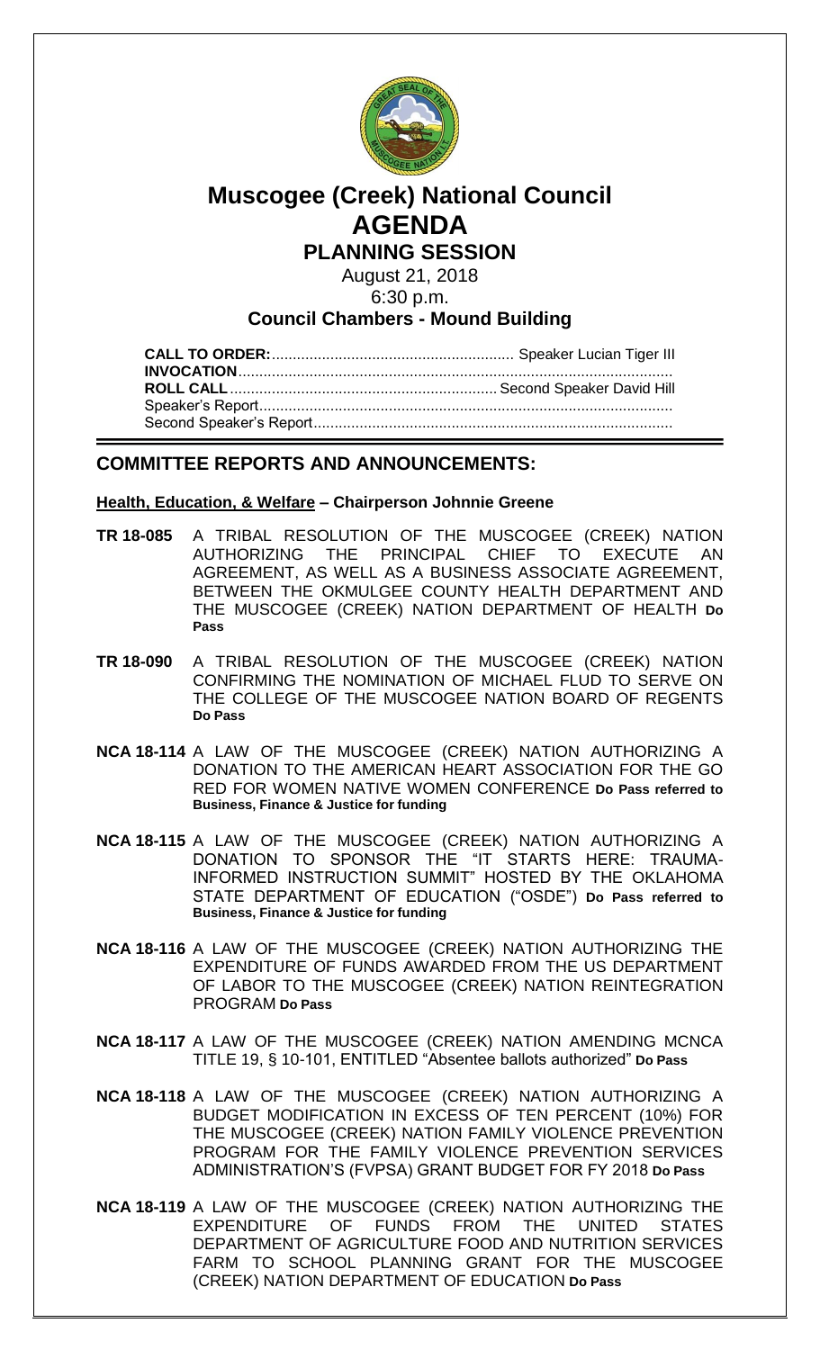# Muscogee (Creek) National Council
# AGENDA
## PLANNING SESSION

August 21, 2018
6:30 p.m.

**Council Chambers - Mound Building**

**CALL TO ORDER:**........................................................ Speaker Lucian Tiger III
**INVOCATION**.....................................................................................................
**ROLL CALL**............................................................... Second Speaker David Hill
Speaker's Report..................................................................................................
Second Speaker's Report.....................................................................................

## COMMITTEE REPORTS AND ANNOUNCEMENTS:

**Health, Education, & Welfare – Chairperson Johnnie Greene**

**TR 18-085** A TRIBAL RESOLUTION OF THE MUSCOGEE (CREEK) NATION AUTHORIZING THE PRINCIPAL CHIEF TO EXECUTE AN AGREEMENT, AS WELL AS A BUSINESS ASSOCIATE AGREEMENT, BETWEEN THE OKMULGEE COUNTY HEALTH DEPARTMENT AND THE MUSCOGEE (CREEK) NATION DEPARTMENT OF HEALTH **Do Pass**

**TR 18-090** A TRIBAL RESOLUTION OF THE MUSCOGEE (CREEK) NATION CONFIRMING THE NOMINATION OF MICHAEL FLUD TO SERVE ON THE COLLEGE OF THE MUSCOGEE NATION BOARD OF REGENTS **Do Pass**

**NCA 18-114** A LAW OF THE MUSCOGEE (CREEK) NATION AUTHORIZING A DONATION TO THE AMERICAN HEART ASSOCIATION FOR THE GO RED FOR WOMEN NATIVE WOMEN CONFERENCE **Do Pass referred to Business, Finance & Justice for funding**

**NCA 18-115** A LAW OF THE MUSCOGEE (CREEK) NATION AUTHORIZING A DONATION TO SPONSOR THE "IT STARTS HERE: TRAUMA-INFORMED INSTRUCTION SUMMIT" HOSTED BY THE OKLAHOMA STATE DEPARTMENT OF EDUCATION ("OSDE") **Do Pass referred to Business, Finance & Justice for funding**

**NCA 18-116** A LAW OF THE MUSCOGEE (CREEK) NATION AUTHORIZING THE EXPENDITURE OF FUNDS AWARDED FROM THE US DEPARTMENT OF LABOR TO THE MUSCOGEE (CREEK) NATION REINTEGRATION PROGRAM **Do Pass**

**NCA 18-117** A LAW OF THE MUSCOGEE (CREEK) NATION AMENDING MCNCA TITLE 19, § 10-101, ENTITLED "Absentee ballots authorized" **Do Pass**

**NCA 18-118** A LAW OF THE MUSCOGEE (CREEK) NATION AUTHORIZING A BUDGET MODIFICATION IN EXCESS OF TEN PERCENT (10%) FOR THE MUSCOGEE (CREEK) NATION FAMILY VIOLENCE PREVENTION PROGRAM FOR THE FAMILY VIOLENCE PREVENTION SERVICES ADMINISTRATION'S (FVPSA) GRANT BUDGET FOR FY 2018 **Do Pass**

**NCA 18-119** A LAW OF THE MUSCOGEE (CREEK) NATION AUTHORIZING THE EXPENDITURE OF FUNDS FROM THE UNITED STATES DEPARTMENT OF AGRICULTURE FOOD AND NUTRITION SERVICES FARM TO SCHOOL PLANNING GRANT FOR THE MUSCOGEE (CREEK) NATION DEPARTMENT OF EDUCATION **Do Pass**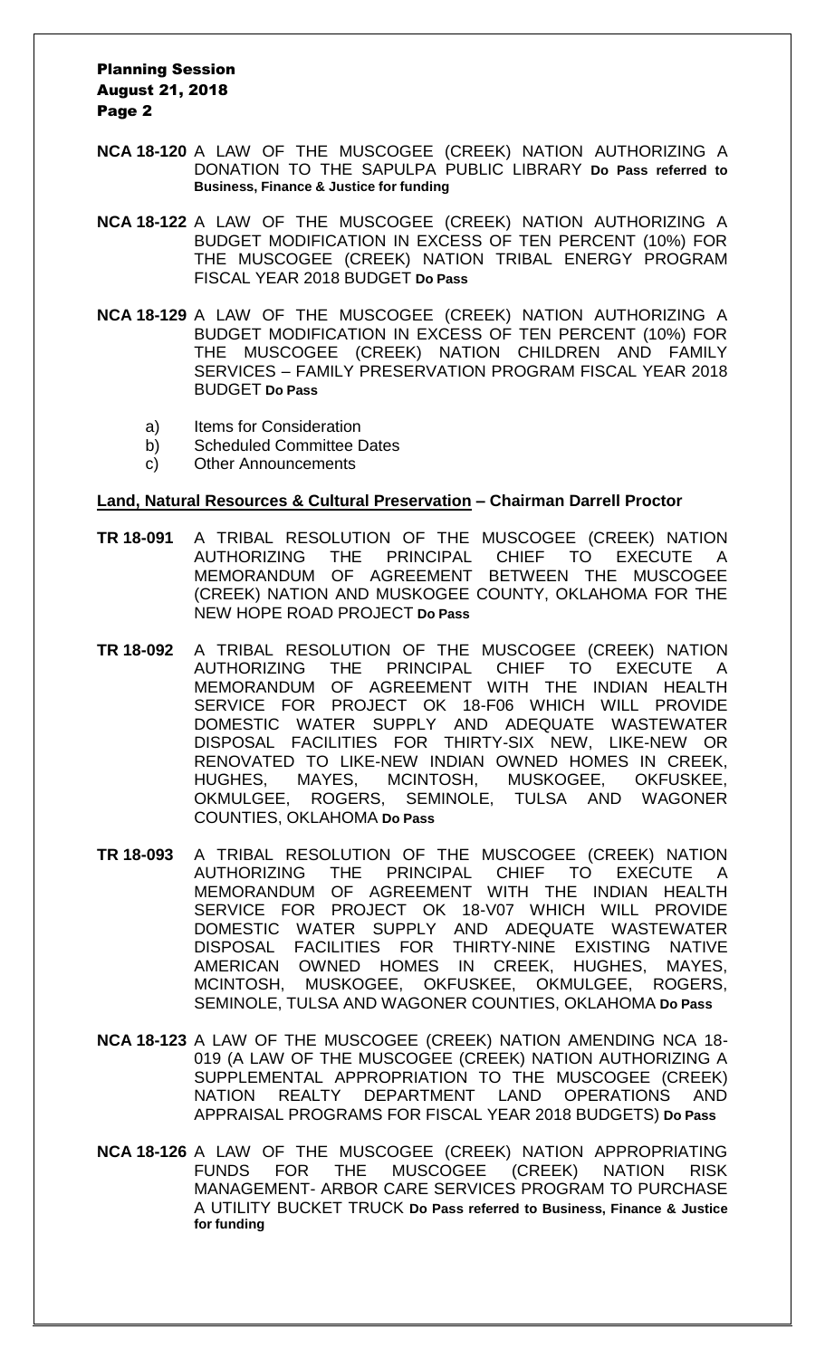**NCA 18-120** A LAW OF THE MUSCOGEE (CREEK) NATION AUTHORIZING A DONATION TO THE SAPULPA PUBLIC LIBRARY **Do Pass referred to Business, Finance & Justice for funding**

**NCA 18-122** A LAW OF THE MUSCOGEE (CREEK) NATION AUTHORIZING A BUDGET MODIFICATION IN EXCESS OF TEN PERCENT (10%) FOR THE MUSCOGEE (CREEK) NATION TRIBAL ENERGY PROGRAM FISCAL YEAR 2018 BUDGET **Do Pass**

**NCA 18-129** A LAW OF THE MUSCOGEE (CREEK) NATION AUTHORIZING A BUDGET MODIFICATION IN EXCESS OF TEN PERCENT (10%) FOR THE MUSCOGEE (CREEK) NATION CHILDREN AND FAMILY SERVICES – FAMILY PRESERVATION PROGRAM FISCAL YEAR 2018 BUDGET **Do Pass**

a) Items for Consideration
b) Scheduled Committee Dates
c) Other Announcements

**Land, Natural Resources & Cultural Preservation – Chairman Darrell Proctor**

**TR 18-091** A TRIBAL RESOLUTION OF THE MUSCOGEE (CREEK) NATION AUTHORIZING THE PRINCIPAL CHIEF TO EXECUTE A MEMORANDUM OF AGREEMENT BETWEEN THE MUSCOGEE (CREEK) NATION AND MUSKOGEE COUNTY, OKLAHOMA FOR THE NEW HOPE ROAD PROJECT **Do Pass**

**TR 18-092** A TRIBAL RESOLUTION OF THE MUSCOGEE (CREEK) NATION AUTHORIZING THE PRINCIPAL CHIEF TO EXECUTE A MEMORANDUM OF AGREEMENT WITH THE INDIAN HEALTH SERVICE FOR PROJECT OK 18-F06 WHICH WILL PROVIDE DOMESTIC WATER SUPPLY AND ADEQUATE WASTEWATER DISPOSAL FACILITIES FOR THIRTY-SIX NEW, LIKE-NEW OR RENOVATED TO LIKE-NEW INDIAN OWNED HOMES IN CREEK, HUGHES, MAYES, MCINTOSH, MUSKOGEE, OKFUSKEE, OKMULGEE, ROGERS, SEMINOLE, TULSA AND WAGONER COUNTIES, OKLAHOMA **Do Pass**

**TR 18-093** A TRIBAL RESOLUTION OF THE MUSCOGEE (CREEK) NATION AUTHORIZING THE PRINCIPAL CHIEF TO EXECUTE A MEMORANDUM OF AGREEMENT WITH THE INDIAN HEALTH SERVICE FOR PROJECT OK 18-V07 WHICH WILL PROVIDE DOMESTIC WATER SUPPLY AND ADEQUATE WASTEWATER DISPOSAL FACILITIES FOR THIRTY-NINE EXISTING NATIVE AMERICAN OWNED HOMES IN CREEK, HUGHES, MAYES, MCINTOSH, MUSKOGEE, OKFUSKEE, OKMULGEE, ROGERS, SEMINOLE, TULSA AND WAGONER COUNTIES, OKLAHOMA **Do Pass**

**NCA 18-123** A LAW OF THE MUSCOGEE (CREEK) NATION AMENDING NCA 18-019 (A LAW OF THE MUSCOGEE (CREEK) NATION AUTHORIZING A SUPPLEMENTAL APPROPRIATION TO THE MUSCOGEE (CREEK) NATION REALTY DEPARTMENT LAND OPERATIONS AND APPRAISAL PROGRAMS FOR FISCAL YEAR 2018 BUDGETS) **Do Pass**

**NCA 18-126** A LAW OF THE MUSCOGEE (CREEK) NATION APPROPRIATING FUNDS FOR THE MUSCOGEE (CREEK) NATION RISK MANAGEMENT- ARBOR CARE SERVICES PROGRAM TO PURCHASE A UTILITY BUCKET TRUCK **Do Pass referred to Business, Finance & Justice for funding**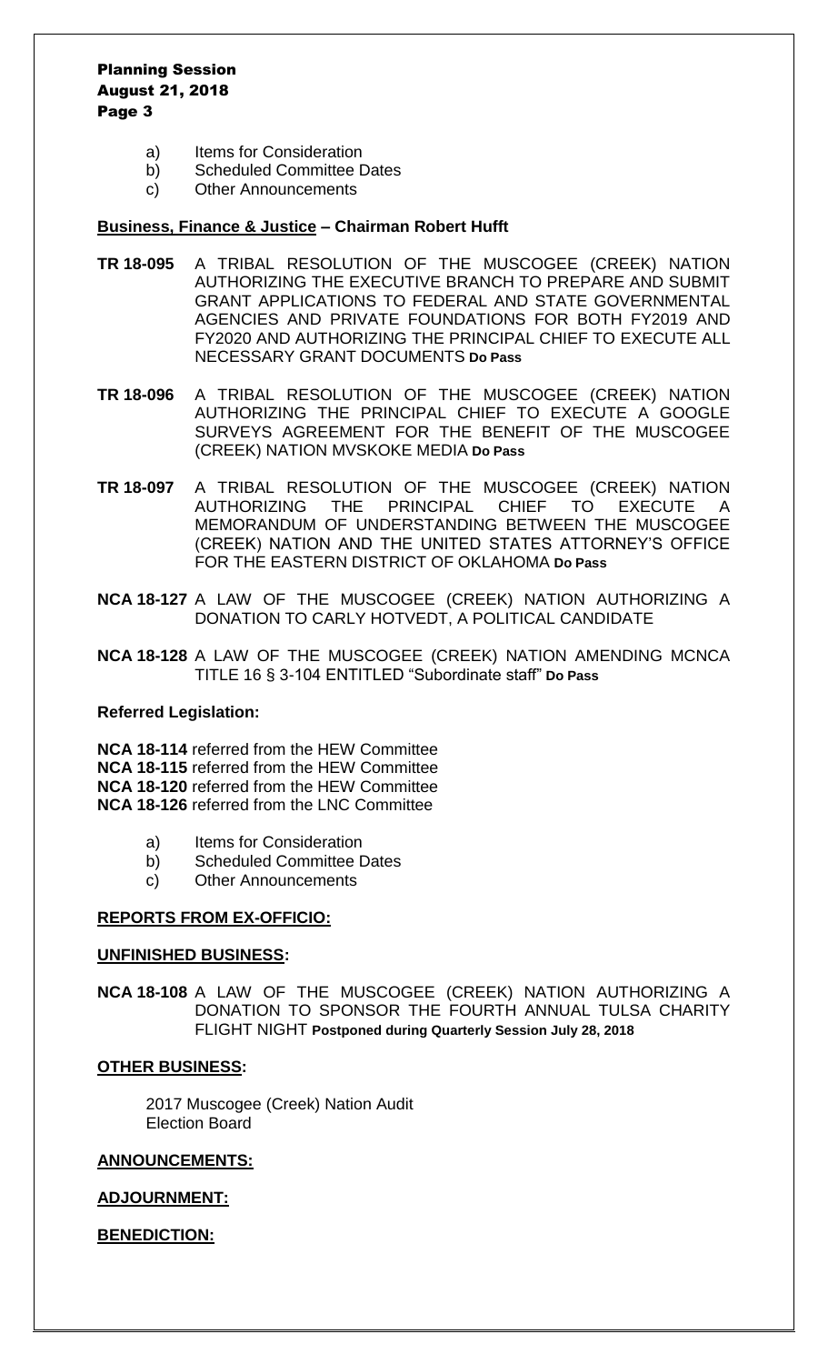a) Items for Consideration
b) Scheduled Committee Dates
c) Other Announcements

**Business, Finance & Justice – Chairman Robert Hufft**

**TR 18-095** A TRIBAL RESOLUTION OF THE MUSCOGEE (CREEK) NATION AUTHORIZING THE EXECUTIVE BRANCH TO PREPARE AND SUBMIT GRANT APPLICATIONS TO FEDERAL AND STATE GOVERNMENTAL AGENCIES AND PRIVATE FOUNDATIONS FOR BOTH FY2019 AND FY2020 AND AUTHORIZING THE PRINCIPAL CHIEF TO EXECUTE ALL NECESSARY GRANT DOCUMENTS **Do Pass**

**TR 18-096** A TRIBAL RESOLUTION OF THE MUSCOGEE (CREEK) NATION AUTHORIZING THE PRINCIPAL CHIEF TO EXECUTE A GOOGLE SURVEYS AGREEMENT FOR THE BENEFIT OF THE MUSCOGEE (CREEK) NATION MVSKOKE MEDIA **Do Pass**

**TR 18-097** A TRIBAL RESOLUTION OF THE MUSCOGEE (CREEK) NATION AUTHORIZING THE PRINCIPAL CHIEF TO EXECUTE A MEMORANDUM OF UNDERSTANDING BETWEEN THE MUSCOGEE (CREEK) NATION AND THE UNITED STATES ATTORNEY'S OFFICE FOR THE EASTERN DISTRICT OF OKLAHOMA **Do Pass**

**NCA 18-127** A LAW OF THE MUSCOGEE (CREEK) NATION AUTHORIZING A DONATION TO CARLY HOTVEDT, A POLITICAL CANDIDATE

**NCA 18-128** A LAW OF THE MUSCOGEE (CREEK) NATION AMENDING MCNCA TITLE 16 § 3-104 ENTITLED "Subordinate staff" **Do Pass**

**Referred Legislation:**

**NCA 18-114** referred from the HEW Committee
**NCA 18-115** referred from the HEW Committee
**NCA 18-120** referred from the HEW Committee
**NCA 18-126** referred from the LNC Committee

a) Items for Consideration
b) Scheduled Committee Dates
c) Other Announcements

**REPORTS FROM EX-OFFICIO:**

**UNFINISHED BUSINESS:**

**NCA 18-108** A LAW OF THE MUSCOGEE (CREEK) NATION AUTHORIZING A DONATION TO SPONSOR THE FOURTH ANNUAL TULSA CHARITY FLIGHT NIGHT **Postponed during Quarterly Session July 28, 2018**

**OTHER BUSINESS:**

2017 Muscogee (Creek) Nation Audit
Election Board

**ANNOUNCEMENTS:**

**ADJOURNMENT:**

**BENEDICTION:**